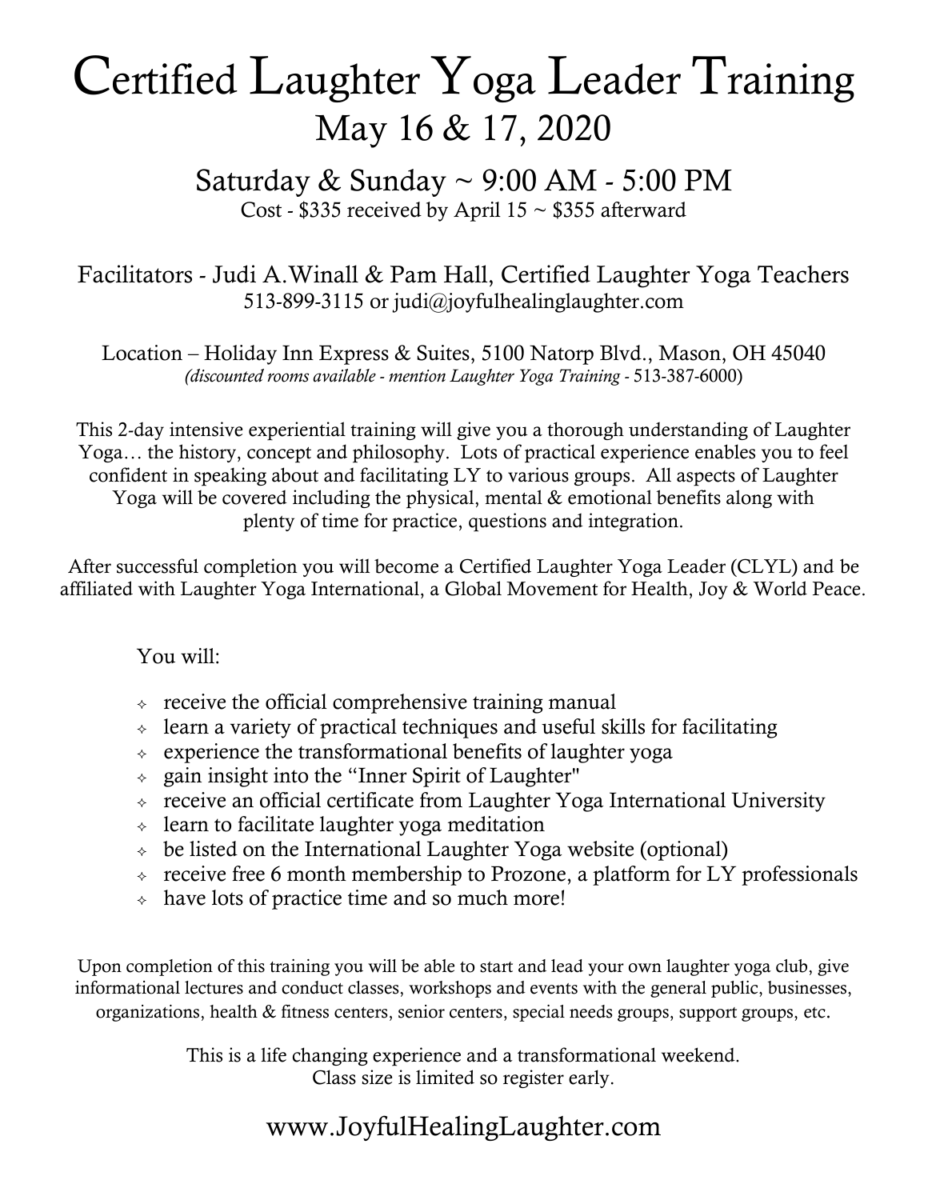# Certified Laughter Yoga Leader Training

## May 16 & 17, 2020

### Saturday & Sunday ~ 9:00 AM - 5:00 PM

Cost - $335 received by April 15 ~ $355 afterward

Facilitators - Judi A.Winall & Pam Hall, Certified Laughter Yoga Teachers
513-899-3115 or judi@joyfulhealinglaughter.com

Location – Holiday Inn Express & Suites, 5100 Natorp Blvd., Mason, OH 45040
*(discounted rooms available - mention Laughter Yoga Training* - 513-387-6000)

This 2-day intensive experiential training will give you a thorough understanding of Laughter Yoga… the history, concept and philosophy. Lots of practical experience enables you to feel confident in speaking about and facilitating LY to various groups. All aspects of Laughter Yoga will be covered including the physical, mental & emotional benefits along with plenty of time for practice, questions and integration.

After successful completion you will become a Certified Laughter Yoga Leader (CLYL) and be affiliated with Laughter Yoga International, a Global Movement for Health, Joy & World Peace.

You will:

- receive the official comprehensive training manual
- learn a variety of practical techniques and useful skills for facilitating
- experience the transformational benefits of laughter yoga
- gain insight into the "Inner Spirit of Laughter"
- receive an official certificate from Laughter Yoga International University
- learn to facilitate laughter yoga meditation
- be listed on the International Laughter Yoga website (optional)
- receive free 6 month membership to Prozone, a platform for LY professionals
- have lots of practice time and so much more!

Upon completion of this training you will be able to start and lead your own laughter yoga club, give informational lectures and conduct classes, workshops and events with the general public, businesses, organizations, health & fitness centers, senior centers, special needs groups, support groups, etc.

This is a life changing experience and a transformational weekend.
Class size is limited so register early.

www.JoyfulHealingLaughter.com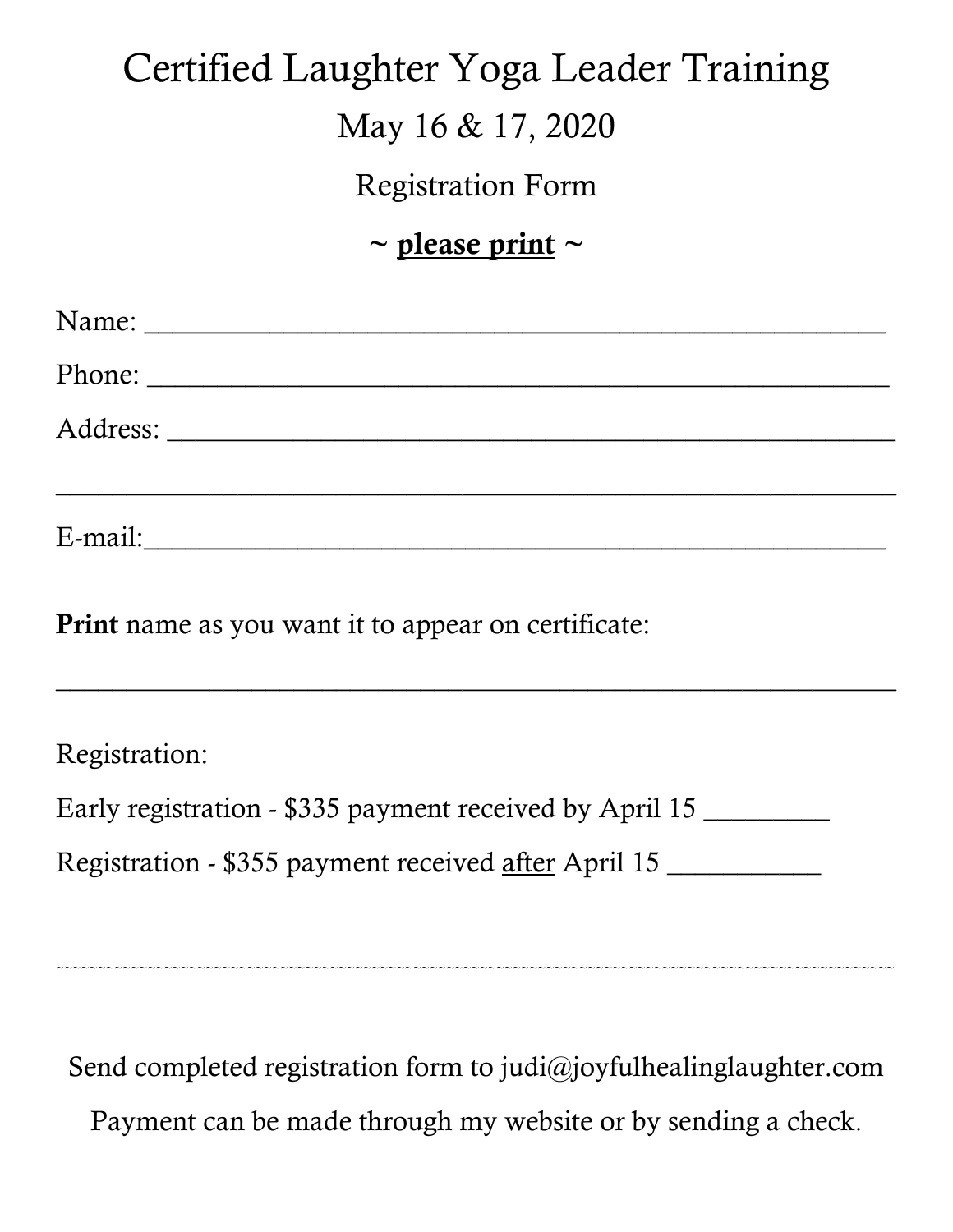# Certified Laughter Yoga Leader Training

## May 16 & 17, 2020

Registration Form

~ **please print** ~

Name: ___________________________________________________

Phone: __________________________________________________

Address: _________________________________________________

_________________________________________________________

E-mail:___________________________________________________

**Print** name as you want it to appear on certificate:

_________________________________________________________

Registration:

Early registration - $335 payment received by April 15 _________

Registration - $355 payment received after April 15 ___________

~~~~~~~~~~~~~~~~~~~~~~~~~~~~~~~~~~~~~~~~~~~~~~~~~~~~~~~~~~~~~~~~~~~~~~~~~~~~~~~~~~~~~~~~~~~~~~~~~~~~

Send completed registration form to judi@joyfulhealinglaughter.com

Payment can be made through my website or by sending a check.